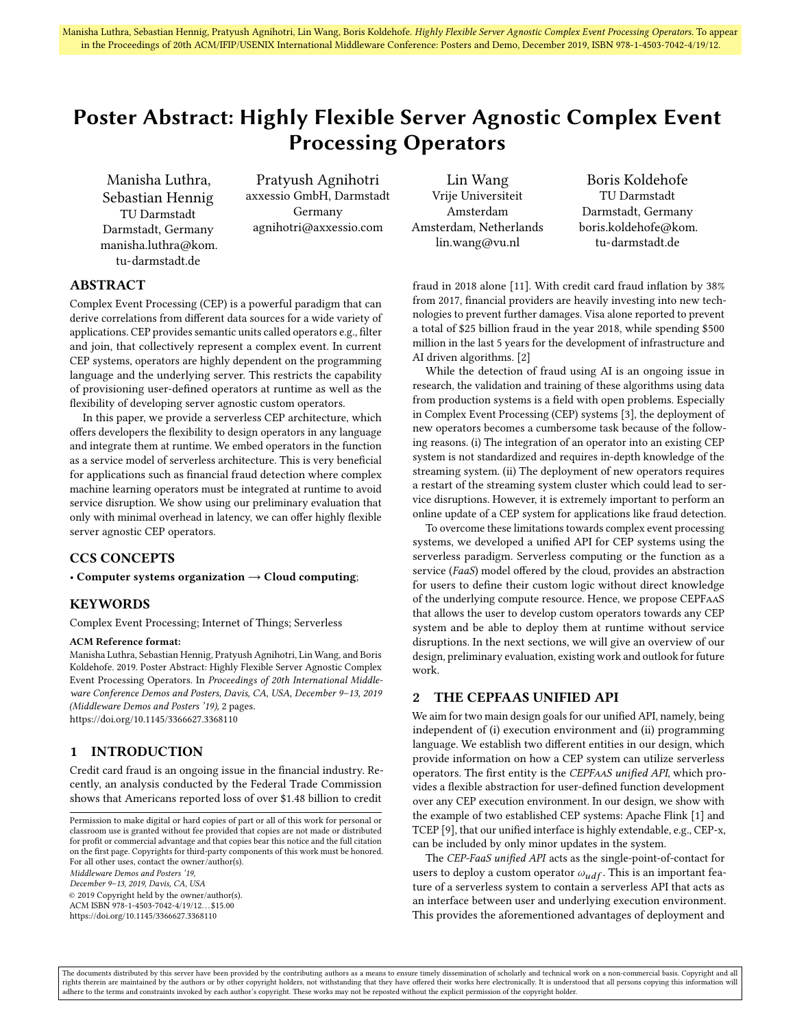# Poster Abstract: Highly Flexible Server Agnostic Complex Event Processing Operators

Manisha Luthra, Sebastian Hennig
TU Darmstadt
Darmstadt, Germany
manisha.luthra@kom.tu-darmstadt.de

Pratyush Agnihotri
axxessio GmbH, Darmstadt
Germany
agnihotri@axxessio.com

Lin Wang
Vrije Universiteit Amsterdam
Amsterdam, Netherlands
lin.wang@vu.nl

Boris Koldehofe
TU Darmstadt
Darmstadt, Germany
boris.koldehofe@kom.tu-darmstadt.de

## ABSTRACT

Complex Event Processing (CEP) is a powerful paradigm that can derive correlations from different data sources for a wide variety of applications. CEP provides semantic units called operators e.g., filter and join, that collectively represent a complex event. In current CEP systems, operators are highly dependent on the programming language and the underlying server. This restricts the capability of provisioning user-defined operators at runtime as well as the flexibility of developing server agnostic custom operators.

In this paper, we provide a serverless CEP architecture, which offers developers the flexibility to design operators in any language and integrate them at runtime. We embed operators in the function as a service model of serverless architecture. This is very beneficial for applications such as financial fraud detection where complex machine learning operators must be integrated at runtime to avoid service disruption. We show using our preliminary evaluation that only with minimal overhead in latency, we can offer highly flexible server agnostic CEP operators.

## CCS CONCEPTS

• **Computer systems organization → Cloud computing**;

## KEYWORDS

Complex Event Processing; Internet of Things; Serverless

**ACM Reference format:**
Manisha Luthra, Sebastian Hennig, Pratyush Agnihotri, Lin Wang, and Boris Koldehofe. 2019. Poster Abstract: Highly Flexible Server Agnostic Complex Event Processing Operators. In *Proceedings of 20th International Middleware Conference Demos and Posters, Davis, CA, USA, December 9–13, 2019 (Middleware Demos and Posters '19)*, 2 pages.
https://doi.org/10.1145/3366627.3368110

## 1 INTRODUCTION

Credit card fraud is an ongoing issue in the financial industry. Recently, an analysis conducted by the Federal Trade Commission shows that Americans reported loss of over $1.48 billion to credit fraud in 2018 alone [11]. With credit card fraud inflation by 38% from 2017, financial providers are heavily investing into new technologies to prevent further damages. Visa alone reported to prevent a total of $25 billion fraud in the year 2018, while spending $500 million in the last 5 years for the development of infrastructure and AI driven algorithms. [2]

While the detection of fraud using AI is an ongoing issue in research, the validation and training of these algorithms using data from production systems is a field with open problems. Especially in Complex Event Processing (CEP) systems [3], the deployment of new operators becomes a cumbersome task because of the following reasons. (i) The integration of an operator into an existing CEP system is not standardized and requires in-depth knowledge of the streaming system. (ii) The deployment of new operators requires a restart of the streaming system cluster which could lead to service disruptions. However, it is extremely important to perform an online update of a CEP system for applications like fraud detection.

To overcome these limitations towards complex event processing systems, we developed a unified API for CEP systems using the serverless paradigm. Serverless computing or the function as a service (*FaaS*) model offered by the cloud, provides an abstraction for users to define their custom logic without direct knowledge of the underlying compute resource. Hence, we propose CEPFaaS that allows the user to develop custom operators towards any CEP system and be able to deploy them at runtime without service disruptions. In the next sections, we will give an overview of our design, preliminary evaluation, existing work and outlook for future work.

## 2 THE CEPFAAS UNIFIED API

We aim for two main design goals for our unified API, namely, being independent of (i) execution environment and (ii) programming language. We establish two different entities in our design, which provide information on how a CEP system can utilize serverless operators. The first entity is the *CEPFaaS unified API*, which provides a flexible abstraction for user-defined function development over any CEP execution environment. In our design, we show with the example of two established CEP systems: Apache Flink [1] and TCEP [9], that our unified interface is highly extendable, e.g., CEP-x, can be included by only minor updates in the system.

The *CEP-FaaS unified API* acts as the single-point-of-contact for users to deploy a custom operator $\omega_{udf}$. This is an important feature of a serverless system to contain a serverless API that acts as an interface between user and underlying execution environment. This provides the aforementioned advantages of deployment and

Permission to make digital or hard copies of part or all of this work for personal or classroom use is granted without fee provided that copies are not made or distributed for profit or commercial advantage and that copies bear this notice and the full citation on the first page. Copyrights for third-party components of this work must be honored. For all other uses, contact the owner/author(s).
*Middleware Demos and Posters '19, December 9–13, 2019, Davis, CA, USA*
© 2019 Copyright held by the owner/author(s).
ACM ISBN 978-1-4503-7042-4/19/12…$15.00
https://doi.org/10.1145/3366627.3368110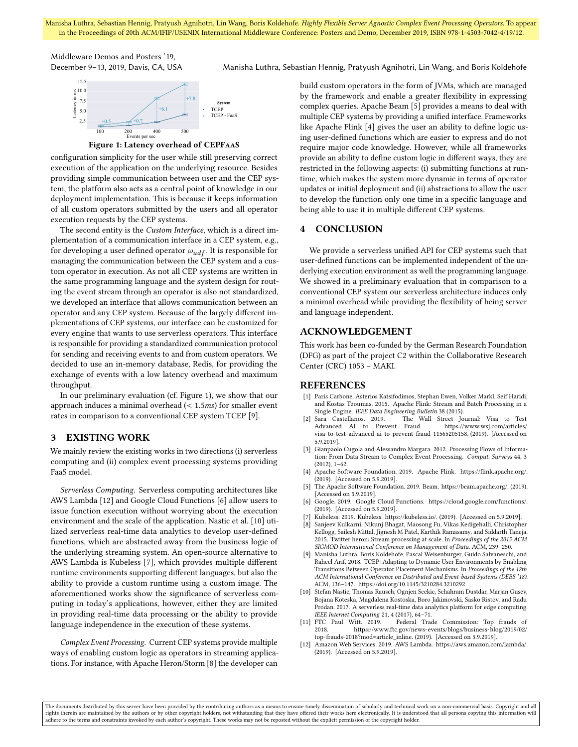Manisha Luthra, Sebastian Hennig, Pratyush Agnihotri, Lin Wang, Boris Koldehofe. *Highly Flexible Server Agnostic Complex Event Processing Operators.* To appear in the Proceedings of 20th ACM/IFIP/USENIX International Middleware Conference: Posters and Demo, December 2019, ISBN 978-1-4503-7042-4/19/12.

12.5
10.0
7.5
5.0
2.5
Latency in ms
100
200
400
500
Events per sec
+0.5
+0.7
+6.1
+7.8
System
TCEP
TCEP - FaaS

**Figure 1: Latency overhead of CEPFaaS**

configuration simplicity for the user while still preserving correct execution of the application on the underlying resource. Besides providing simple communication between user and the CEP system, the platform also acts as a central point of knowledge in our deployment implementation. This is because it keeps information of all custom operators submitted by the users and all operator execution requests by the CEP systems.

The second entity is the *Custom Interface*, which is a direct implementation of a communication interface in a CEP system, e.g., for developing a user defined operator $\omega_{udf}$. It is responsible for managing the communication between the CEP system and a custom operator in execution. As not all CEP systems are written in the same programming language and the system design for routing the event stream through an operator is also not standardized, we developed an interface that allows communication between an operator and any CEP system. Because of the largely different implementations of CEP systems, our interface can be customized for every engine that wants to use serverless operators. This interface is responsible for providing a standardized communication protocol for sending and receiving events to and from custom operators. We decided to use an in-memory database, Redis, for providing the exchange of events with a low latency overhead and maximum throughput.

In our preliminary evaluation (cf. Figure 1), we show that our approach induces a minimal overhead ($< 1.5ms$) for smaller event rates in comparison to a conventional CEP system TCEP [9].

## 3 EXISTING WORK

We mainly review the existing works in two directions (i) serverless computing and (ii) complex event processing systems providing FaaS model.

*Serverless Computing.* Serverless computing architectures like AWS Lambda [12] and Google Cloud Functions [6] allow users to issue function execution without worrying about the execution environment and the scale of the application. Nastic et al. [10] utilized serverless real-time data analytics to develop user-defined functions, which are abstracted away from the business logic of the underlying streaming system. An open-source alternative to AWS Lambda is Kubeless [7], which provides multiple different runtime environments supporting different languages, but also the ability to provide a custom runtime using a custom image. The aforementioned works show the significance of serverless computing in today's applications, however, either they are limited in providing real-time data processing or the ability to provide language independence in the execution of these systems.

*Complex Event Processing.* Current CEP systems provide multiple ways of enabling custom logic as operators in streaming applications. For instance, with Apache Heron/Storm [8] the developer can build custom operators in the form of JVMs, which are managed by the framework and enable a greater flexibility in expressing complex queries. Apache Beam [5] provides a means to deal with multiple CEP systems by providing a unified interface. Frameworks like Apache Flink [4] gives the user an ability to define logic using user-defined functions which are easier to express and do not require major code knowledge. However, while all frameworks provide an ability to define custom logic in different ways, they are restricted in the following aspects: (i) submitting functions at runtime, which makes the system more dynamic in terms of operator updates or initial deployment and (ii) abstractions to allow the user to develop the function only one time in a specific language and being able to use it in multiple different CEP systems.

## 4 CONCLUSION

We provide a serverless unified API for CEP systems such that user-defined functions can be implemented independent of the underlying execution environment as well the programming language. We showed in a preliminary evaluation that in comparison to a conventional CEP system our serverless architecture induces only a minimal overhead while providing the flexibility of being server and language independent.

## ACKNOWLEDGEMENT

This work has been co-funded by the German Research Foundation (DFG) as part of the project C2 within the Collaborative Research Center (CRC) 1053 – MAKI.

## REFERENCES

- [1] Paris Carbone, Asterios Katsifodimos, Stephan Ewen, Volker Markl, Seif Haridi, and Kostas Tzoumas. 2015. Apache Flink: Stream and Batch Processing in a Single Engine. *IEEE Data Engineering Bulletin* 38 (2015).
- [2] Sara Castellanos. 2019. The Wall Street Journal: Visa to Test Advanced AI to Prevent Fraud. https://www.wsj.com/articles/visa-to-test-advanced-ai-to-prevent-fraud-11565205158. (2019). [Accessed on 5.9.2019].
- [3] Gianpaolo Cugola and Alessandro Margara. 2012. Processing Flows of Information: From Data Stream to Complex Event Processing. *Comput. Surveys* 44, 3 (2012), 1–62.
- [4] Apache Software Foundation. 2019. Apache Flink. https://flink.apache.org/. (2019). [Accessed on 5.9.2019].
- [5] The Apache Software Foundation. 2019. Beam. https://beam.apache.org/. (2019). [Accessed on 5.9.2019].
- [6] Google. 2019. Google Cloud Functions. https://cloud.google.com/functions/. (2019). [Accessed on 5.9.2019].
- [7] Kubeless. 2019. Kubeless. https://kubeless.io/. (2019). [Accessed on 5.9.2019].
- [8] Sanjeev Kulkarni, Nikunj Bhagat, Maosong Fu, Vikas Kedigehalli, Christopher Kellogg, Sailesh Mittal, Jignesh M Patel, Karthik Ramasamy, and Siddarth Taneja. 2015. Twitter heron: Stream processing at scale. In *Proceedings of the 2015 ACM SIGMOD International Conference on Management of Data.* ACM, 239–250.
- [9] Manisha Luthra, Boris Koldehofe, Pascal Weisenburger, Guido Salvaneschi, and Raheel Arif. 2018. TCEP: Adapting to Dynamic User Environments by Enabling Transitions Between Operator Placement Mechanisms. In *Proceedings of the 12th ACM International Conference on Distributed and Event-based Systems (DEBS '18).* ACM, 136–147. https://doi.org/10.1145/3210284.3210292
- [10] Stefan Nastic, Thomas Rausch, Ognjen Scekic, Schahram Dustdar, Marjan Gusev, Bojana Koteska, Magdalena Kostoska, Boro Jakimovski, Sasko Ristov, and Radu Prodan. 2017. A serverless real-time data analytics platform for edge computing. *IEEE Internet Computing* 21, 4 (2017), 64–71.
- [11] FTC Paul Witt. 2019. Federal Trade Commission: Top frauds of 2018. https://www.ftc.gov/news-events/blogs/business-blog/2019/02/top-frauds-2018?mod=article_inline. (2019). [Accessed on 5.9.2019].
- [12] Amazon Web Services. 2019. AWS Lambda. https://aws.amazon.com/lambda/. (2019). [Accessed on 5.9.2019].

The documents distributed by this server have been provided by the contributing authors as a means to ensure timely dissemination of scholarly and technical work on a non-commercial basis. Copyright and all rights therein are maintained by the authors or by other copyright holders, not withstanding that they have offered their works here electronically. It is understood that all persons copying this information will adhere to the terms and constraints invoked by each author's copyright. These works may not be reposted without the explicit permission of the copyright holder.